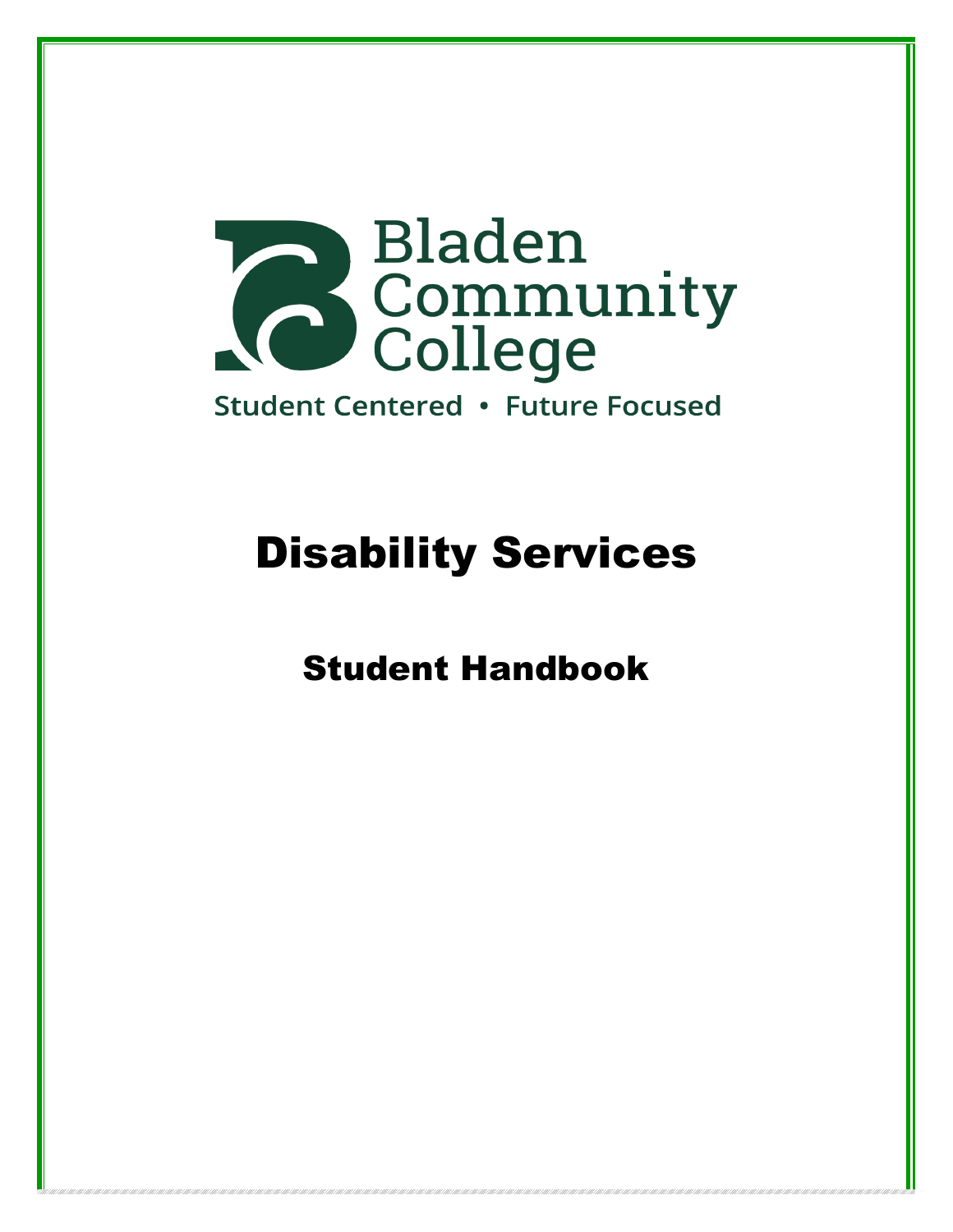Bladen Community College

Student Centered • Future Focused

# Disability Services

## Student Handbook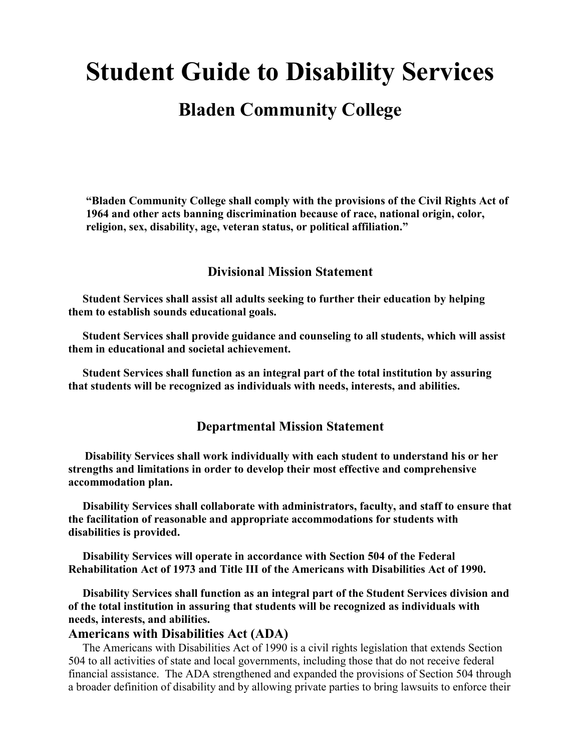# Student Guide to Disability Services

## Bladen Community College

**"Bladen Community College shall comply with the provisions of the Civil Rights Act of 1964 and other acts banning discrimination because of race, national origin, color, religion, sex, disability, age, veteran status, or political affiliation."**

### Divisional Mission Statement

**Student Services shall assist all adults seeking to further their education by helping them to establish sounds educational goals.**

**Student Services shall provide guidance and counseling to all students, which will assist them in educational and societal achievement.**

**Student Services shall function as an integral part of the total institution by assuring that students will be recognized as individuals with needs, interests, and abilities.**

### Departmental Mission Statement

**Disability Services shall work individually with each student to understand his or her strengths and limitations in order to develop their most effective and comprehensive accommodation plan.**

**Disability Services shall collaborate with administrators, faculty, and staff to ensure that the facilitation of reasonable and appropriate accommodations for students with disabilities is provided.**

**Disability Services will operate in accordance with Section 504 of the Federal Rehabilitation Act of 1973 and Title III of the Americans with Disabilities Act of 1990.**

**Disability Services shall function as an integral part of the Student Services division and of the total institution in assuring that students will be recognized as individuals with needs, interests, and abilities.**

### Americans with Disabilities Act (ADA)

The Americans with Disabilities Act of 1990 is a civil rights legislation that extends Section 504 to all activities of state and local governments, including those that do not receive federal financial assistance. The ADA strengthened and expanded the provisions of Section 504 through a broader definition of disability and by allowing private parties to bring lawsuits to enforce their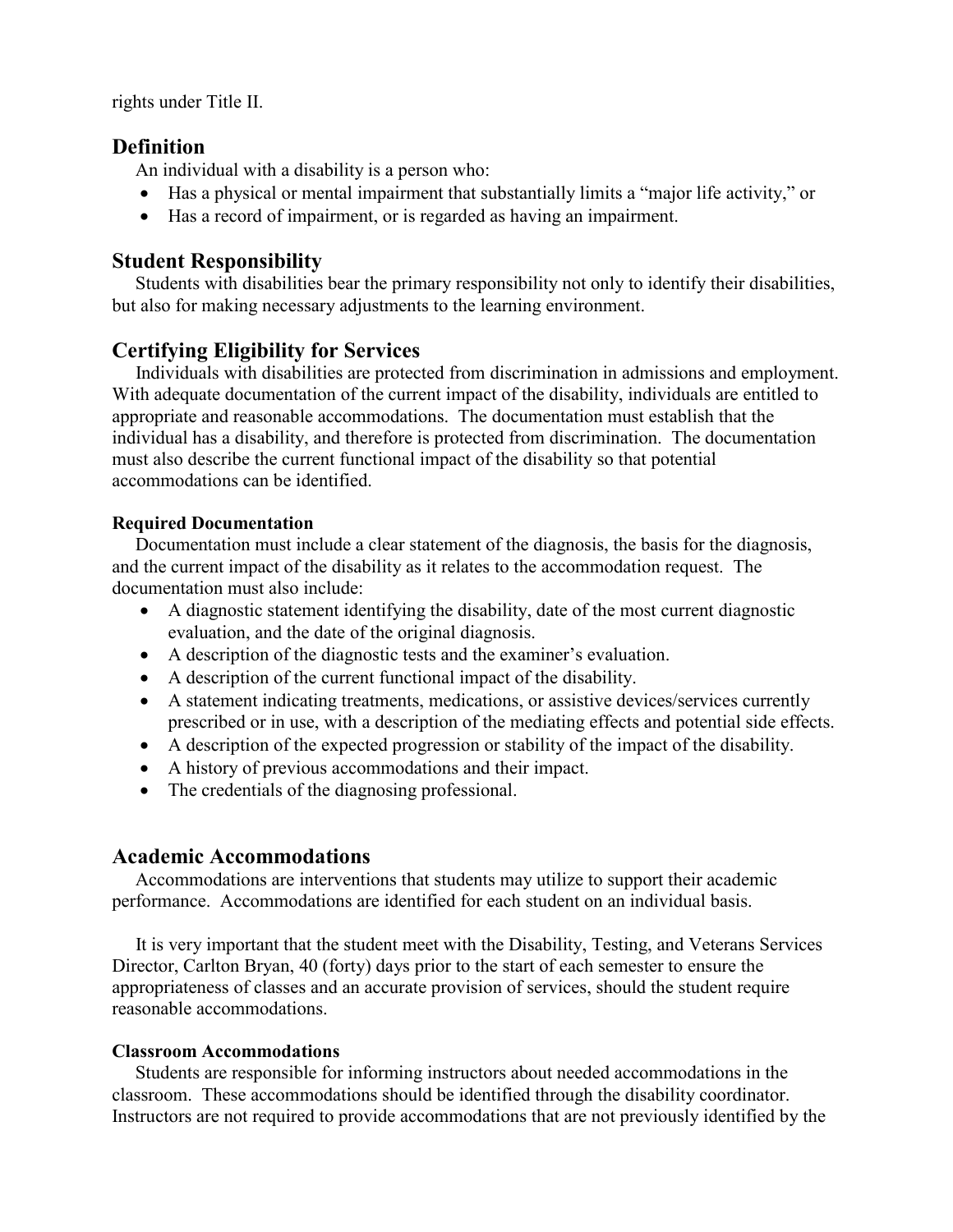rights under Title II.

## Definition

An individual with a disability is a person who:

- Has a physical or mental impairment that substantially limits a "major life activity," or
- Has a record of impairment, or is regarded as having an impairment.

## Student Responsibility

Students with disabilities bear the primary responsibility not only to identify their disabilities, but also for making necessary adjustments to the learning environment.

## Certifying Eligibility for Services

Individuals with disabilities are protected from discrimination in admissions and employment. With adequate documentation of the current impact of the disability, individuals are entitled to appropriate and reasonable accommodations. The documentation must establish that the individual has a disability, and therefore is protected from discrimination. The documentation must also describe the current functional impact of the disability so that potential accommodations can be identified.

### Required Documentation

Documentation must include a clear statement of the diagnosis, the basis for the diagnosis, and the current impact of the disability as it relates to the accommodation request. The documentation must also include:

- A diagnostic statement identifying the disability, date of the most current diagnostic evaluation, and the date of the original diagnosis.
- A description of the diagnostic tests and the examiner's evaluation.
- A description of the current functional impact of the disability.
- A statement indicating treatments, medications, or assistive devices/services currently prescribed or in use, with a description of the mediating effects and potential side effects.
- A description of the expected progression or stability of the impact of the disability.
- A history of previous accommodations and their impact.
- The credentials of the diagnosing professional.

## Academic Accommodations

Accommodations are interventions that students may utilize to support their academic performance. Accommodations are identified for each student on an individual basis.

It is very important that the student meet with the Disability, Testing, and Veterans Services Director, Carlton Bryan, 40 (forty) days prior to the start of each semester to ensure the appropriateness of classes and an accurate provision of services, should the student require reasonable accommodations.

### Classroom Accommodations

Students are responsible for informing instructors about needed accommodations in the classroom. These accommodations should be identified through the disability coordinator. Instructors are not required to provide accommodations that are not previously identified by the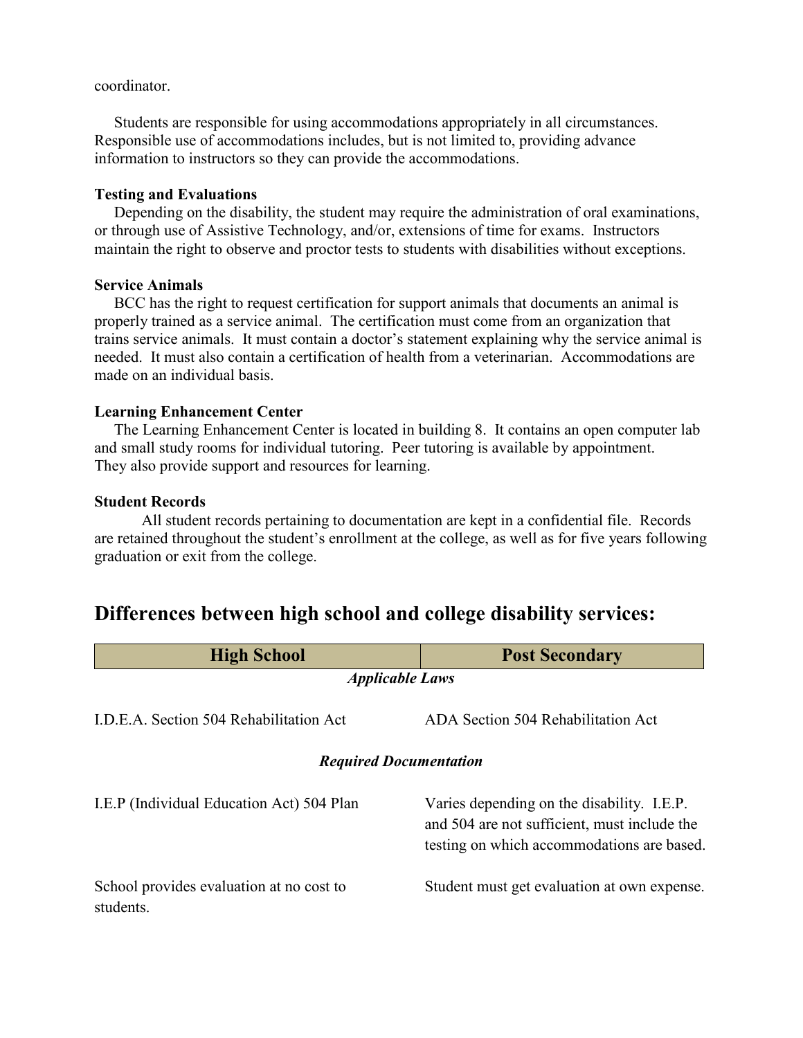coordinator.

Students are responsible for using accommodations appropriately in all circumstances. Responsible use of accommodations includes, but is not limited to, providing advance information to instructors so they can provide the accommodations.

**Testing and Evaluations**

Depending on the disability, the student may require the administration of oral examinations, or through use of Assistive Technology, and/or, extensions of time for exams. Instructors maintain the right to observe and proctor tests to students with disabilities without exceptions.

**Service Animals**

BCC has the right to request certification for support animals that documents an animal is properly trained as a service animal. The certification must come from an organization that trains service animals. It must contain a doctor's statement explaining why the service animal is needed. It must also contain a certification of health from a veterinarian. Accommodations are made on an individual basis.

**Learning Enhancement Center**

The Learning Enhancement Center is located in building 8. It contains an open computer lab and small study rooms for individual tutoring. Peer tutoring is available by appointment. They also provide support and resources for learning.

**Student Records**

All student records pertaining to documentation are kept in a confidential file. Records are retained throughout the student's enrollment at the college, as well as for five years following graduation or exit from the college.

## Differences between high school and college disability services:

| High School | Post Secondary |
| --- | --- |
| ***Applicable Laws*** | |
| I.D.E.A. Section 504 Rehabilitation Act | ADA Section 504 Rehabilitation Act |
| ***Required Documentation*** | |
| I.E.P (Individual Education Act) 504 Plan | Varies depending on the disability. I.E.P. and 504 are not sufficient, must include the testing on which accommodations are based. |
| School provides evaluation at no cost to students. | Student must get evaluation at own expense. |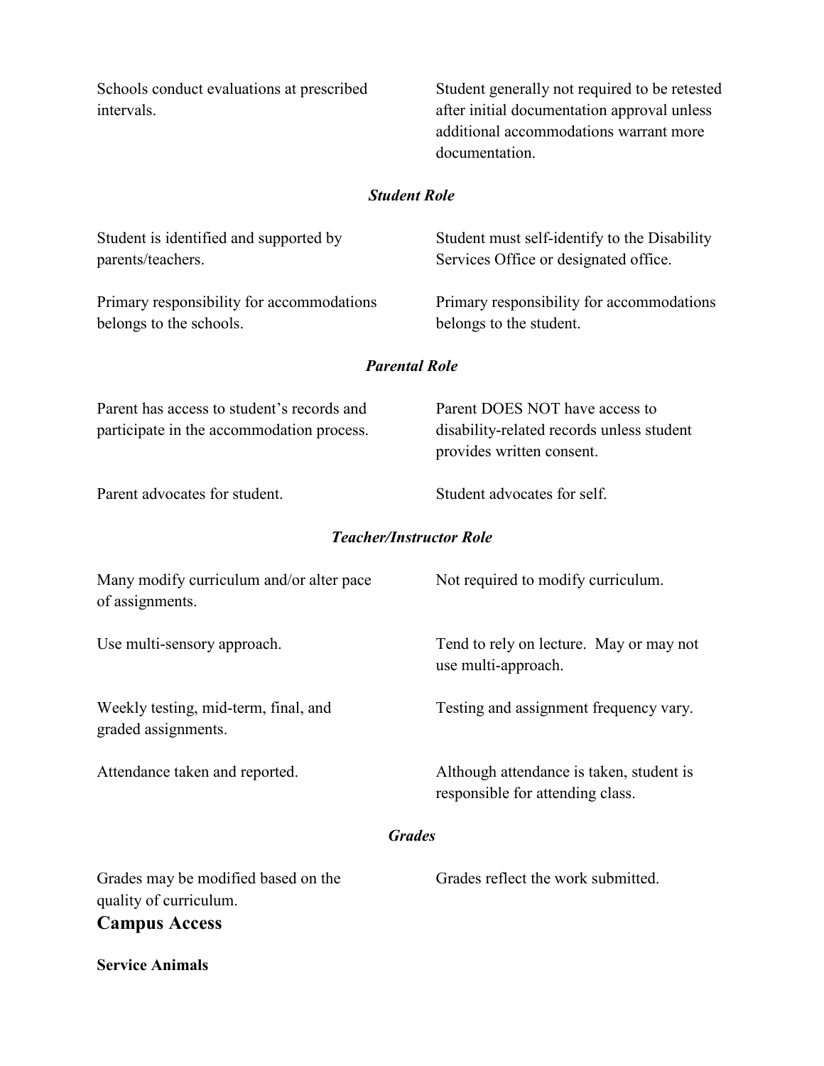| | |
|---|---|
| Schools conduct evaluations at prescribed intervals. | Student generally not required to be retested after initial documentation approval unless additional accommodations warrant more documentation. |
| ***Student Role*** | |
| Student is identified and supported by parents/teachers. | Student must self-identify to the Disability Services Office or designated office. |
| Primary responsibility for accommodations belongs to the schools. | Primary responsibility for accommodations belongs to the student. |
| ***Parental Role*** | |
| Parent has access to student's records and participate in the accommodation process. | Parent DOES NOT have access to disability-related records unless student provides written consent. |
| Parent advocates for student. | Student advocates for self. |
| ***Teacher/Instructor Role*** | |
| Many modify curriculum and/or alter pace of assignments. | Not required to modify curriculum. |
| Use multi-sensory approach. | Tend to rely on lecture. May or may not use multi-approach. |
| Weekly testing, mid-term, final, and graded assignments. | Testing and assignment frequency vary. |
| Attendance taken and reported. | Although attendance is taken, student is responsible for attending class. |
| ***Grades*** | |
| Grades may be modified based on the quality of curriculum. | Grades reflect the work submitted. |

## Campus Access

**Service Animals**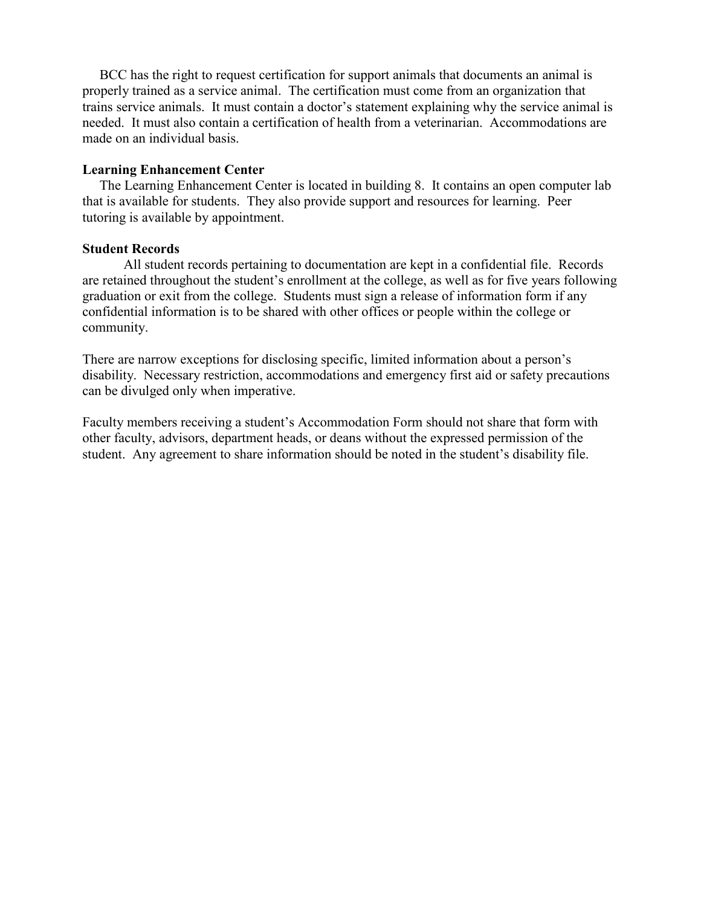BCC has the right to request certification for support animals that documents an animal is properly trained as a service animal. The certification must come from an organization that trains service animals. It must contain a doctor's statement explaining why the service animal is needed. It must also contain a certification of health from a veterinarian. Accommodations are made on an individual basis.

**Learning Enhancement Center**

The Learning Enhancement Center is located in building 8. It contains an open computer lab that is available for students. They also provide support and resources for learning. Peer tutoring is available by appointment.

**Student Records**

All student records pertaining to documentation are kept in a confidential file. Records are retained throughout the student's enrollment at the college, as well as for five years following graduation or exit from the college. Students must sign a release of information form if any confidential information is to be shared with other offices or people within the college or community.

There are narrow exceptions for disclosing specific, limited information about a person's disability. Necessary restriction, accommodations and emergency first aid or safety precautions can be divulged only when imperative.

Faculty members receiving a student's Accommodation Form should not share that form with other faculty, advisors, department heads, or deans without the expressed permission of the student. Any agreement to share information should be noted in the student's disability file.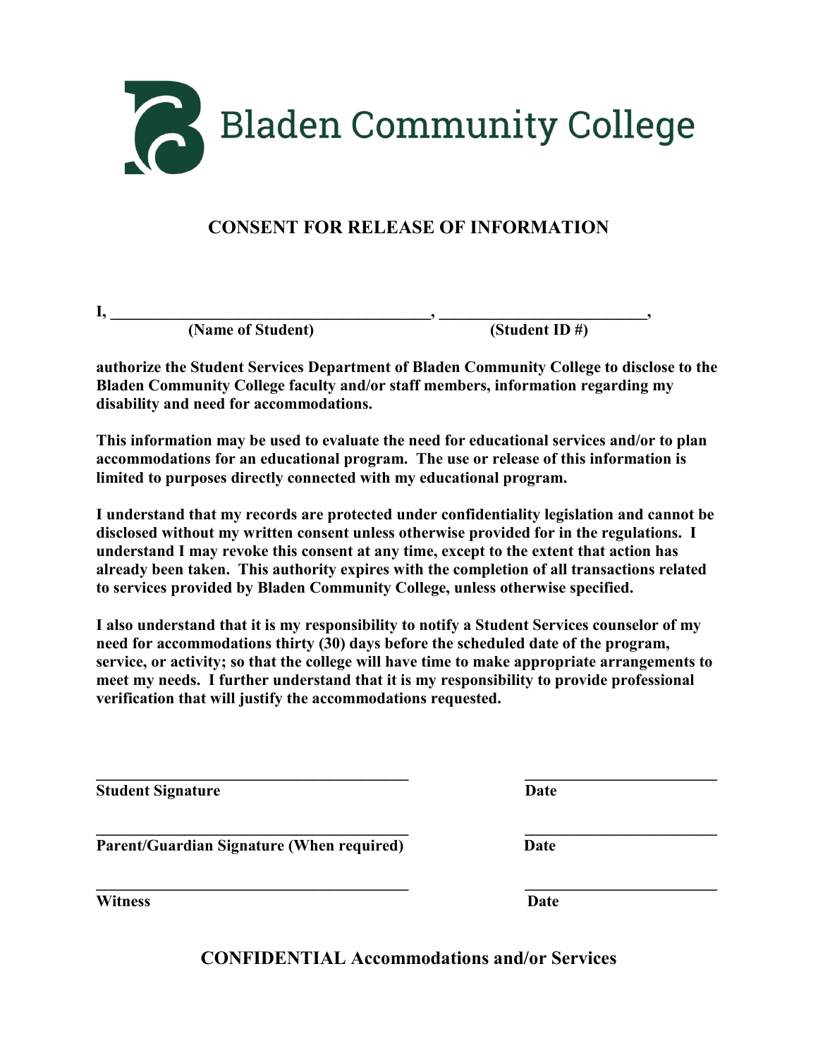Bladen Community College

# CONSENT FOR RELEASE OF INFORMATION

**I, ________________________________________, ________________________,**
**(Name of Student) (Student ID #)**

**authorize the Student Services Department of Bladen Community College to disclose to the Bladen Community College faculty and/or staff members, information regarding my disability and need for accommodations.**

**This information may be used to evaluate the need for educational services and/or to plan accommodations for an educational program. The use or release of this information is limited to purposes directly connected with my educational program.**

**I understand that my records are protected under confidentiality legislation and cannot be disclosed without my written consent unless otherwise provided for in the regulations. I understand I may revoke this consent at any time, except to the extent that action has already been taken. This authority expires with the completion of all transactions related to services provided by Bladen Community College, unless otherwise specified.**

**I also understand that it is my responsibility to notify a Student Services counselor of my need for accommodations thirty (30) days before the scheduled date of the program, service, or activity; so that the college will have time to make appropriate arrangements to meet my needs. I further understand that it is my responsibility to provide professional verification that will justify the accommodations requested.**

________________________________________ ________________________
**Student Signature** **Date**

________________________________________ ________________________
**Parent/Guardian Signature (When required)** **Date**

________________________________________ ________________________
**Witness** **Date**

## CONFIDENTIAL Accommodations and/or Services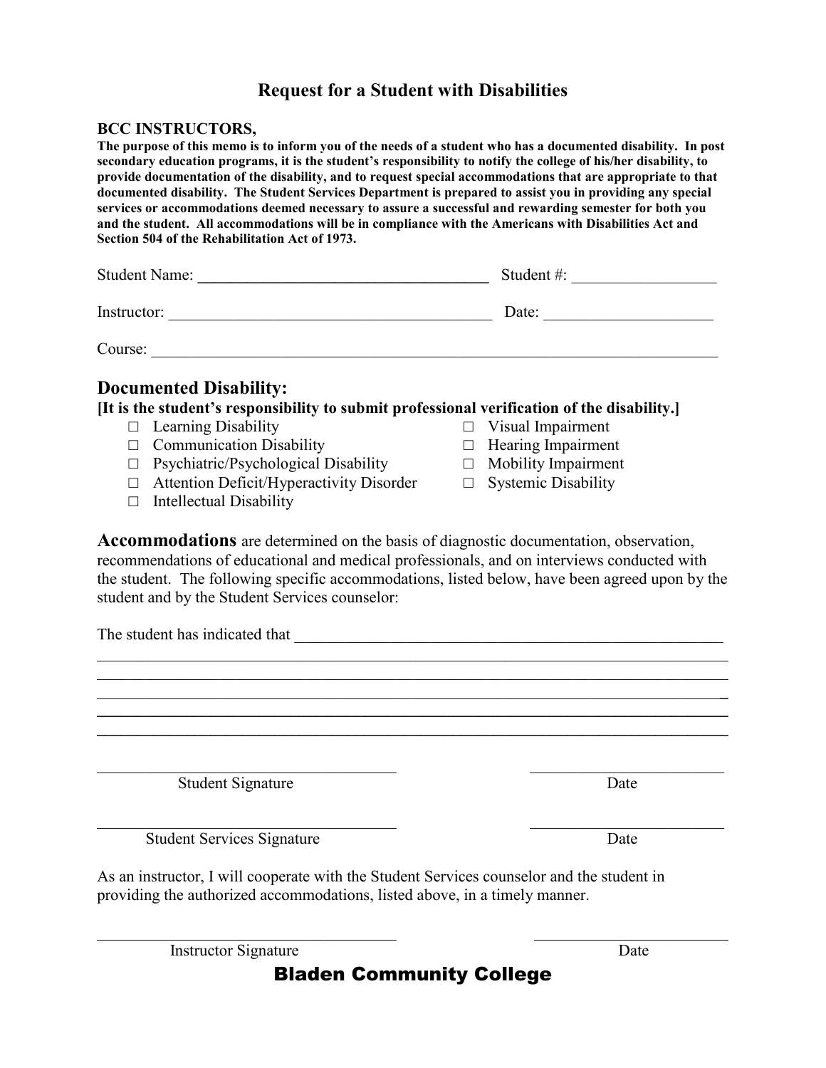# Request for a Student with Disabilities

**BCC INSTRUCTORS,**

**The purpose of this memo is to inform you of the needs of a student who has a documented disability. In post secondary education programs, it is the student's responsibility to notify the college of his/her disability, to provide documentation of the disability, and to request special accommodations that are appropriate to that documented disability. The Student Services Department is prepared to assist you in providing any special services or accommodations deemed necessary to assure a successful and rewarding semester for both you and the student. All accommodations will be in compliance with the Americans with Disabilities Act and Section 504 of the Rehabilitation Act of 1973.**

Student Name: ______________________________ Student #: ________________

Instructor: ______________________________ Date: ____________________

Course: ____________________________________________________________

## Documented Disability:

**[It is the student's responsibility to submit professional verification of the disability.]**

- ☐ Learning Disability
- ☐ Communication Disability
- ☐ Psychiatric/Psychological Disability
- ☐ Attention Deficit/Hyperactivity Disorder
- ☐ Intellectual Disability
- ☐ Visual Impairment
- ☐ Hearing Impairment
- ☐ Mobility Impairment
- ☐ Systemic Disability

**Accommodations** are determined on the basis of diagnostic documentation, observation, recommendations of educational and medical professionals, and on interviews conducted with the student. The following specific accommodations, listed below, have been agreed upon by the student and by the Student Services counselor:

The student has indicated that ____________________________________________

______________________________________________________________________

______________________________________________________________________

______________________________________________________________________

______________________________________________________________________

______________________________________________________________________

______________________________ ____________________

Student Signature Date

______________________________ ____________________

Student Services Signature Date

As an instructor, I will cooperate with the Student Services counselor and the student in providing the authorized accommodations, listed above, in a timely manner.

______________________________ ____________________

Instructor Signature Date

**Bladen Community College**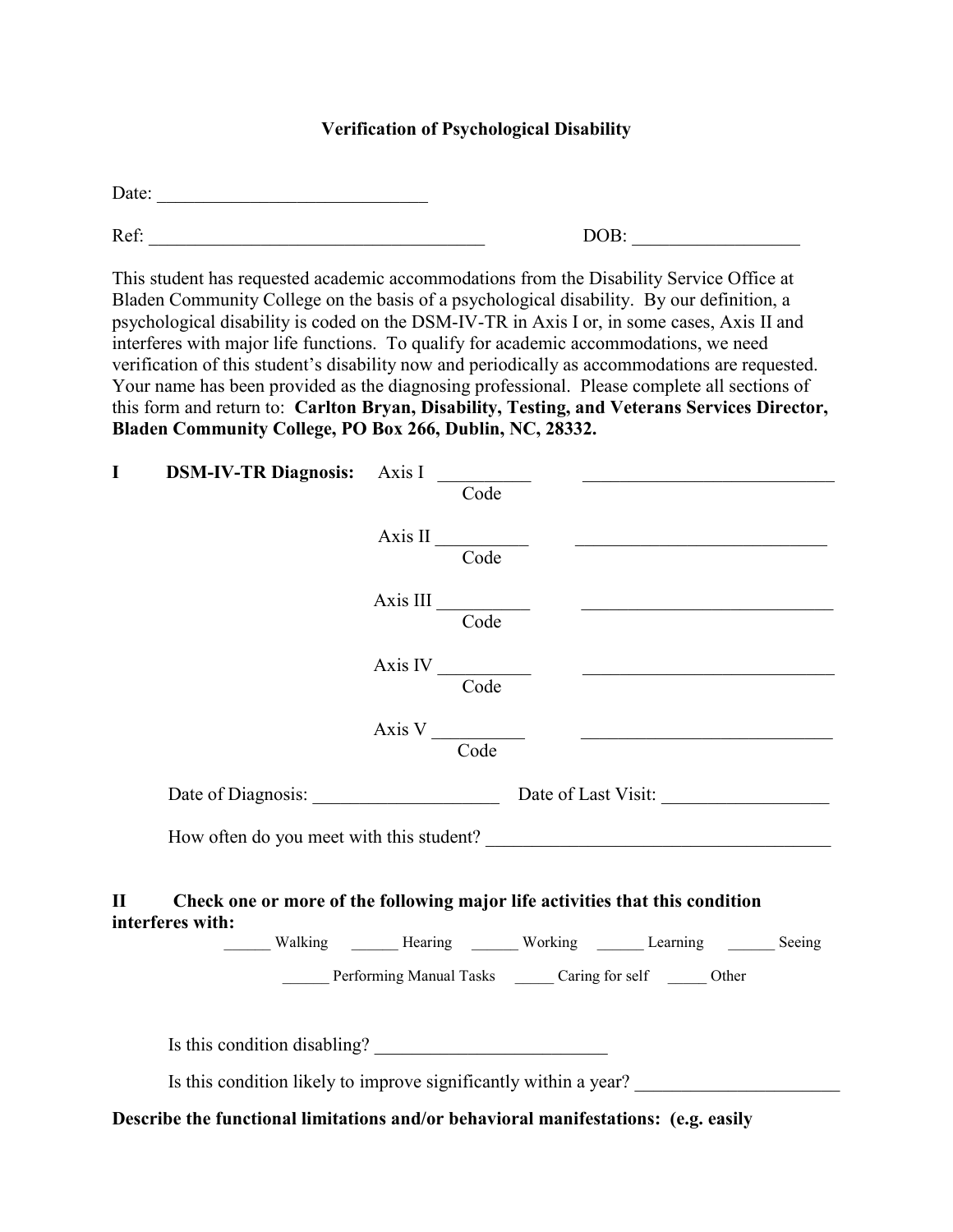### Verification of Psychological Disability

Date: ____________________________

Ref: ___________________________________ DOB: _________________

This student has requested academic accommodations from the Disability Service Office at Bladen Community College on the basis of a psychological disability. By our definition, a psychological disability is coded on the DSM-IV-TR in Axis I or, in some cases, Axis II and interferes with major life functions. To qualify for academic accommodations, we need verification of this student's disability now and periodically as accommodations are requested. Your name has been provided as the diagnosing professional. Please complete all sections of this form and return to: **Carlton Bryan, Disability, Testing, and Veterans Services Director, Bladen Community College, PO Box 266, Dublin, NC, 28332.**

**I DSM-IV-TR Diagnosis:**

Axis I __________ ___________________________
Code

Axis II __________ ___________________________
Code

Axis III __________ ___________________________
Code

Axis IV __________ ___________________________
Code

Axis V __________ ___________________________
Code

Date of Diagnosis: ___________________ Date of Last Visit: _________________

How often do you meet with this student? _____________________________________

**II Check one or more of the following major life activities that this condition interferes with:**

______ Walking ______ Hearing ______ Working ______ Learning ______ Seeing

______ Performing Manual Tasks _____ Caring for self _____ Other

Is this condition disabling? ________________________

Is this condition likely to improve significantly within a year? _____________________

**Describe the functional limitations and/or behavioral manifestations: (e.g. easily**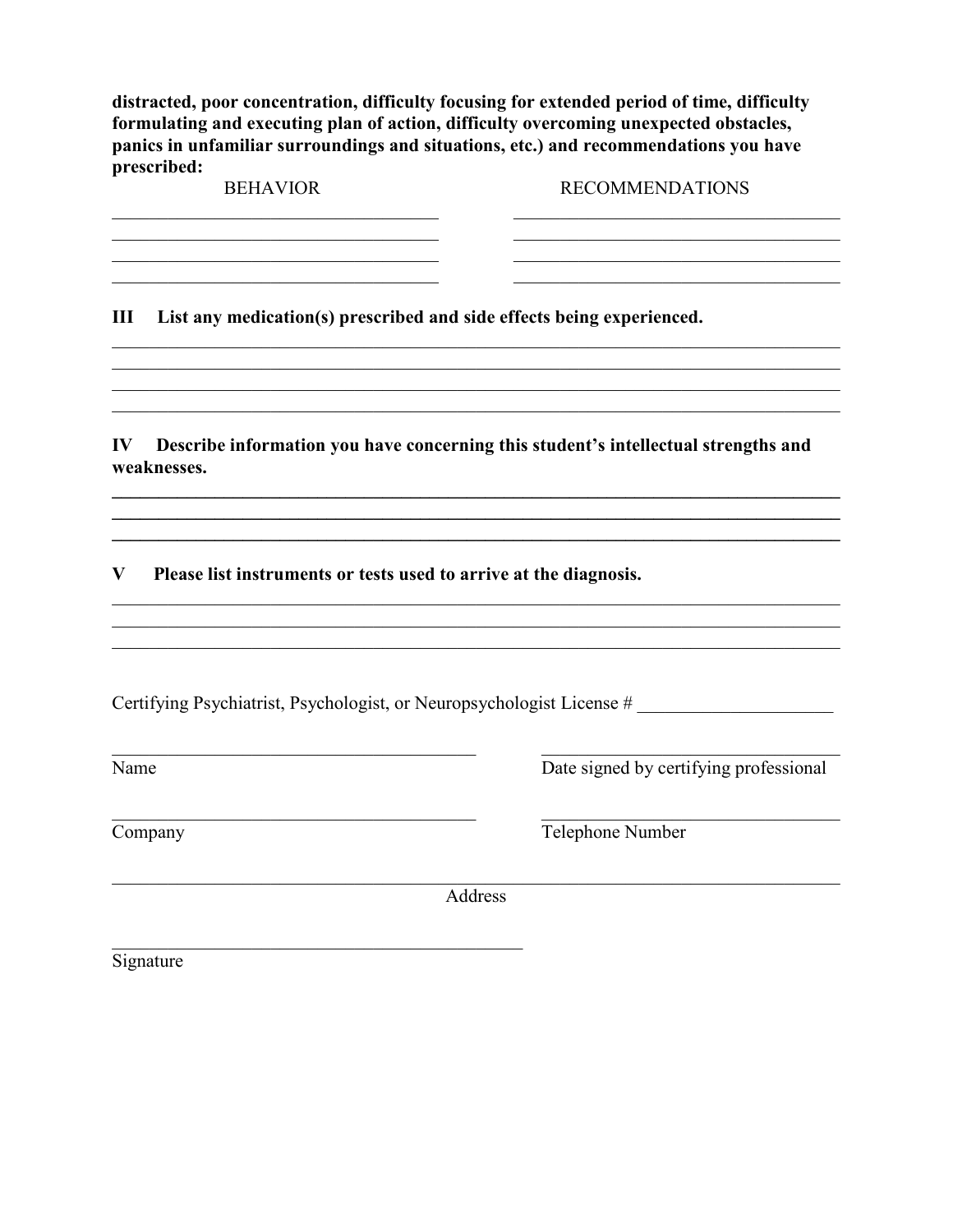**distracted, poor concentration, difficulty focusing for extended period of time, difficulty formulating and executing plan of action, difficulty overcoming unexpected obstacles, panics in unfamiliar surroundings and situations, etc.) and recommendations you have prescribed:**

| BEHAVIOR | RECOMMENDATIONS |
| --- | --- |
| ______________________________ | ______________________________ |
| ______________________________ | ______________________________ |
| ______________________________ | ______________________________ |
| ______________________________ | ______________________________ |

**III List any medication(s) prescribed and side effects being experienced.**

______________________________________________________________________________
______________________________________________________________________________
______________________________________________________________________________
______________________________________________________________________________

**IV Describe information you have concerning this student's intellectual strengths and weaknesses.**

______________________________________________________________________________
______________________________________________________________________________
______________________________________________________________________________

**V Please list instruments or tests used to arrive at the diagnosis.**

______________________________________________________________________________
______________________________________________________________________________
______________________________________________________________________________

Certifying Psychiatrist, Psychologist, or Neuropsychologist License # ____________________

______________________________ ______________________________
Name Date signed by certifying professional

______________________________ ______________________________
Company Telephone Number

______________________________________________________________________________
Address

______________________________
Signature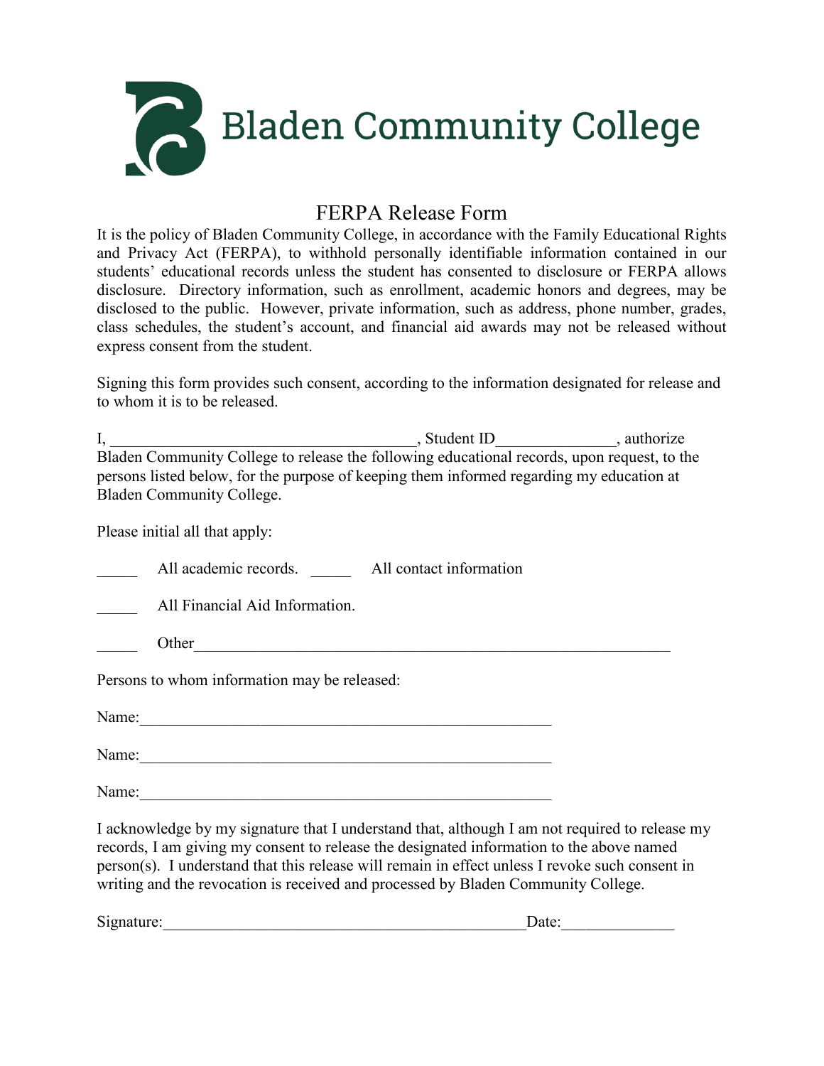Bladen Community College

# FERPA Release Form

It is the policy of Bladen Community College, in accordance with the Family Educational Rights and Privacy Act (FERPA), to withhold personally identifiable information contained in our students' educational records unless the student has consented to disclosure or FERPA allows disclosure. Directory information, such as enrollment, academic honors and degrees, may be disclosed to the public. However, private information, such as address, phone number, grades, class schedules, the student's account, and financial aid awards may not be released without express consent from the student.

Signing this form provides such consent, according to the information designated for release and to whom it is to be released.

I, ______________________________________, Student ID______________, authorize Bladen Community College to release the following educational records, upon request, to the persons listed below, for the purpose of keeping them informed regarding my education at Bladen Community College.

Please initial all that apply:

_____ All academic records. _____ All contact information

_____ All Financial Aid Information.

_____ Other______________________________________________________________

Persons to whom information may be released:

Name:_____________________________________________________

Name:_____________________________________________________

Name:_____________________________________________________

I acknowledge by my signature that I understand that, although I am not required to release my records, I am giving my consent to release the designated information to the above named person(s). I understand that this release will remain in effect unless I revoke such consent in writing and the revocation is received and processed by Bladen Community College.

Signature:______________________________________________Date:______________